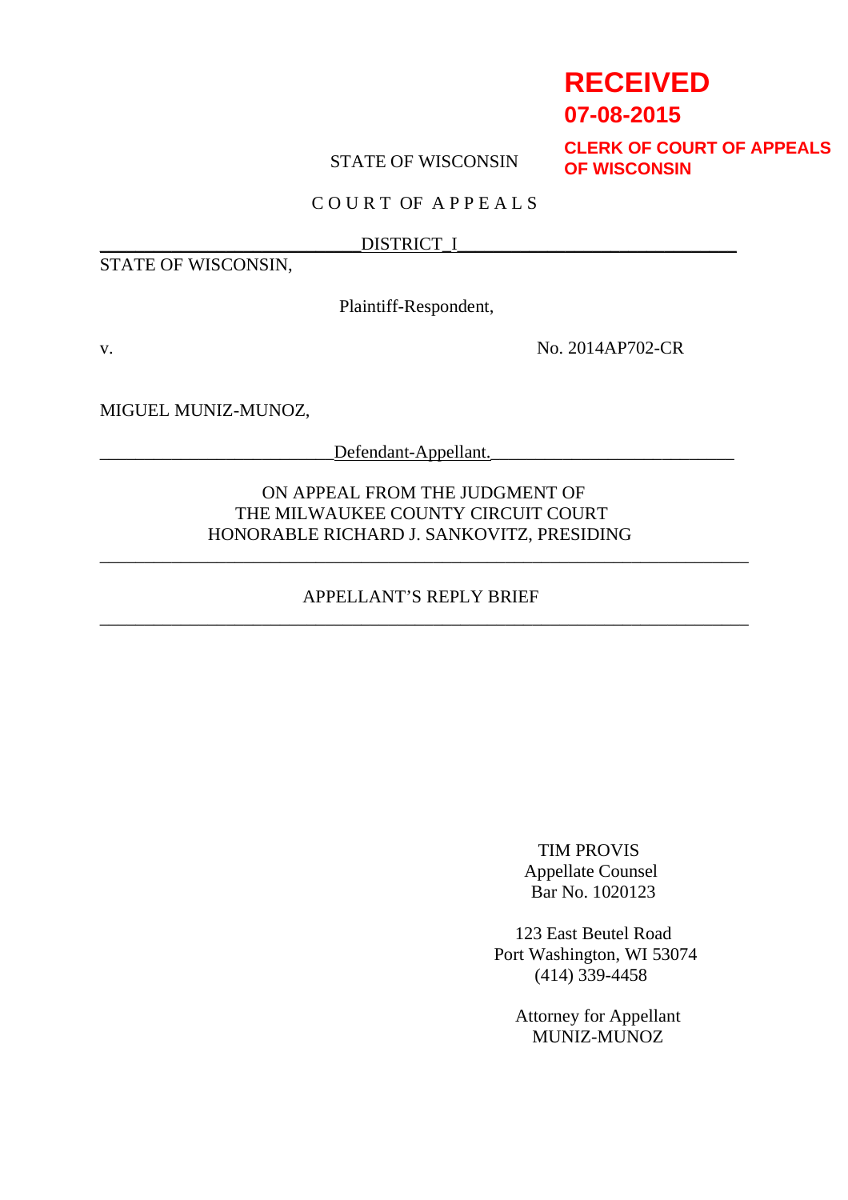**RECEIVED**
**07-08-2015**
**CLERK OF COURT OF APPEALS OF WISCONSIN**

STATE OF WISCONSIN

COURT OF APPEALS

DISTRICT I

STATE OF WISCONSIN,

Plaintiff-Respondent,

v. No. 2014AP702-CR

MIGUEL MUNIZ-MUNOZ,

Defendant-Appellant.

ON APPEAL FROM THE JUDGMENT OF
THE MILWAUKEE COUNTY CIRCUIT COURT
HONORABLE RICHARD J. SANKOVITZ, PRESIDING

---

APPELLANT'S REPLY BRIEF

---

TIM PROVIS
Appellate Counsel
Bar No. 1020123

123 East Beutel Road
Port Washington, WI 53074
(414) 339-4458

Attorney for Appellant
MUNIZ-MUNOZ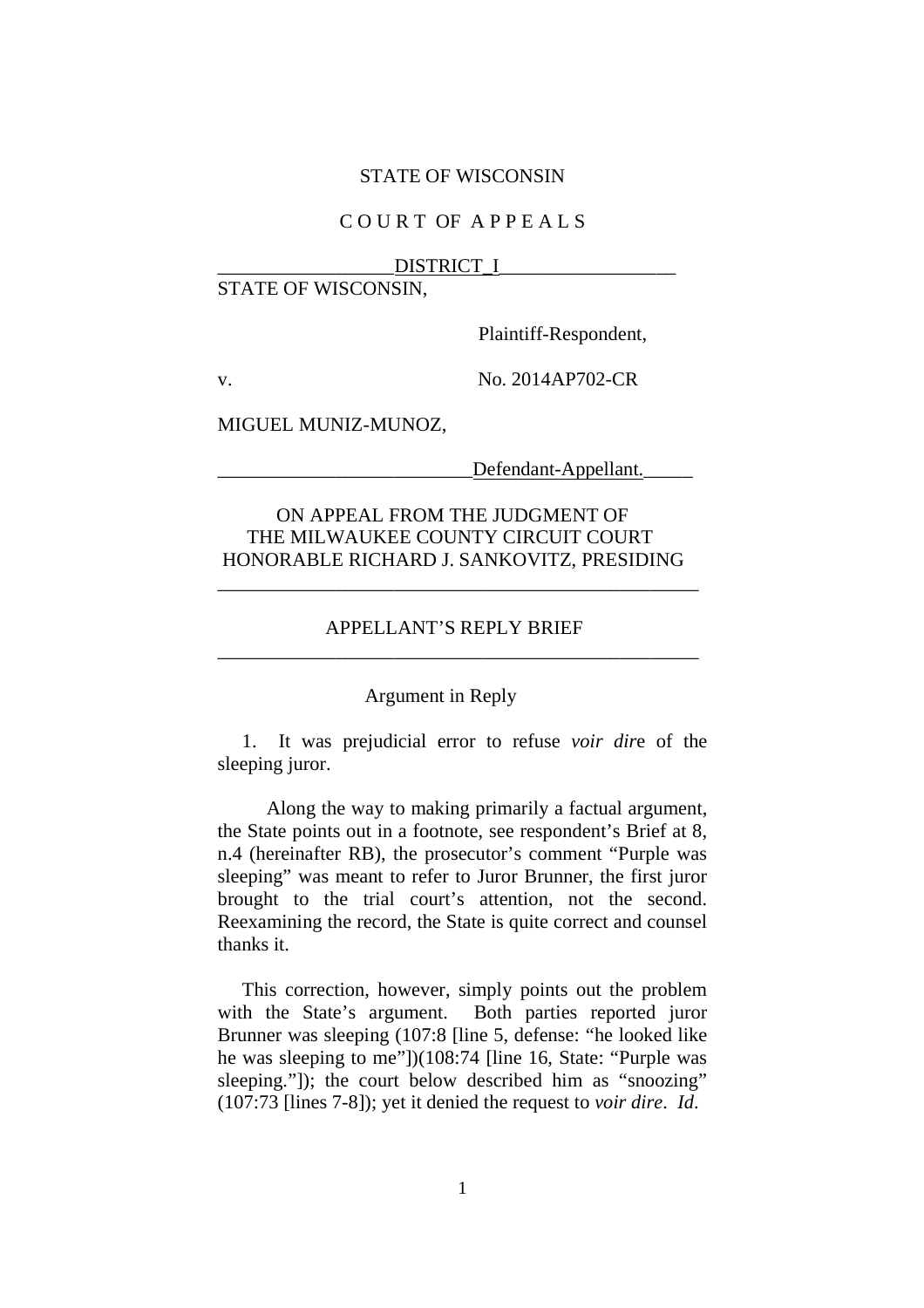STATE OF WISCONSIN

C O U R T OF A P P E A L S

DISTRICT I

STATE OF WISCONSIN,

Plaintiff-Respondent,

v. No. 2014AP702-CR

MIGUEL MUNIZ-MUNOZ,

Defendant-Appellant.

ON APPEAL FROM THE JUDGMENT OF
THE MILWAUKEE COUNTY CIRCUIT COURT
HONORABLE RICHARD J. SANKOVITZ, PRESIDING

---

## APPELLANT'S REPLY BRIEF

---

### Argument in Reply

1. It was prejudicial error to refuse *voir dire* of the sleeping juror.

Along the way to making primarily a factual argument, the State points out in a footnote, see respondent's Brief at 8, n.4 (hereinafter RB), the prosecutor's comment "Purple was sleeping" was meant to refer to Juror Brunner, the first juror brought to the trial court's attention, not the second. Reexamining the record, the State is quite correct and counsel thanks it.

This correction, however, simply points out the problem with the State's argument. Both parties reported juror Brunner was sleeping (107:8 [line 5, defense: "he looked like he was sleeping to me"])(108:74 [line 16, State: "Purple was sleeping."]); the court below described him as "snoozing" (107:73 [lines 7-8]); yet it denied the request to *voir dire*. *Id.*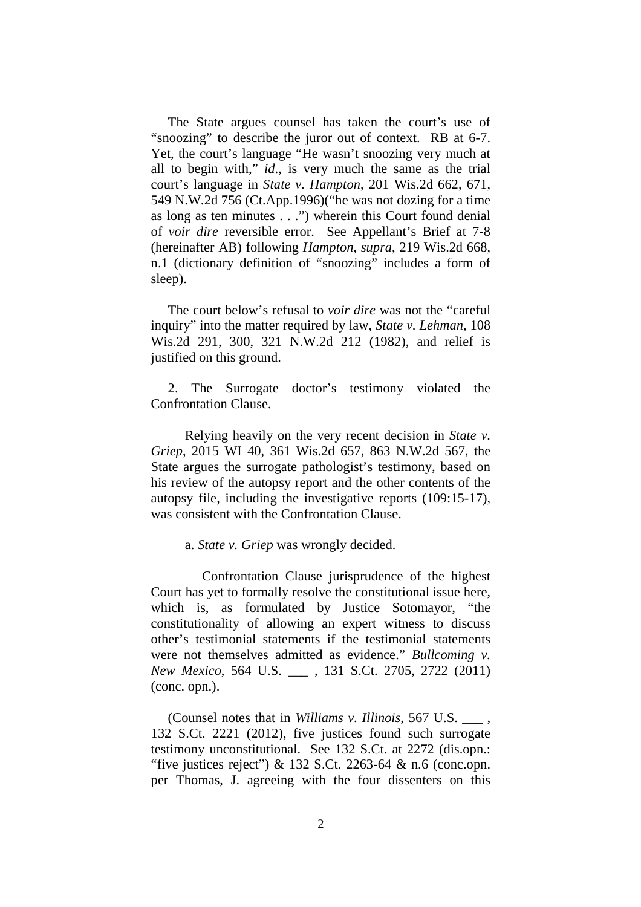The State argues counsel has taken the court's use of "snoozing" to describe the juror out of context. RB at 6-7. Yet, the court's language "He wasn't snoozing very much at all to begin with," *id*., is very much the same as the trial court's language in *State v. Hampton*, 201 Wis.2d 662, 671, 549 N.W.2d 756 (Ct.App.1996)("he was not dozing for a time as long as ten minutes . . .") wherein this Court found denial of *voir dire* reversible error. See Appellant's Brief at 7-8 (hereinafter AB) following *Hampton*, *supra*, 219 Wis.2d 668, n.1 (dictionary definition of "snoozing" includes a form of sleep).

The court below's refusal to *voir dire* was not the "careful inquiry" into the matter required by law, *State v. Lehman*, 108 Wis.2d 291, 300, 321 N.W.2d 212 (1982), and relief is justified on this ground.

2. The Surrogate doctor's testimony violated the Confrontation Clause.

Relying heavily on the very recent decision in *State v. Griep*, 2015 WI 40, 361 Wis.2d 657, 863 N.W.2d 567, the State argues the surrogate pathologist's testimony, based on his review of the autopsy report and the other contents of the autopsy file, including the investigative reports (109:15-17), was consistent with the Confrontation Clause.

a. *State v. Griep* was wrongly decided.

Confrontation Clause jurisprudence of the highest Court has yet to formally resolve the constitutional issue here, which is, as formulated by Justice Sotomayor, "the constitutionality of allowing an expert witness to discuss other's testimonial statements if the testimonial statements were not themselves admitted as evidence." *Bullcoming v. New Mexico*, 564 U.S. ___ , 131 S.Ct. 2705, 2722 (2011) (conc. opn.).

(Counsel notes that in *Williams v. Illinois*, 567 U.S. ___ , 132 S.Ct. 2221 (2012), five justices found such surrogate testimony unconstitutional. See 132 S.Ct. at 2272 (dis.opn.: "five justices reject") & 132 S.Ct. 2263-64 & n.6 (conc.opn. per Thomas, J. agreeing with the four dissenters on this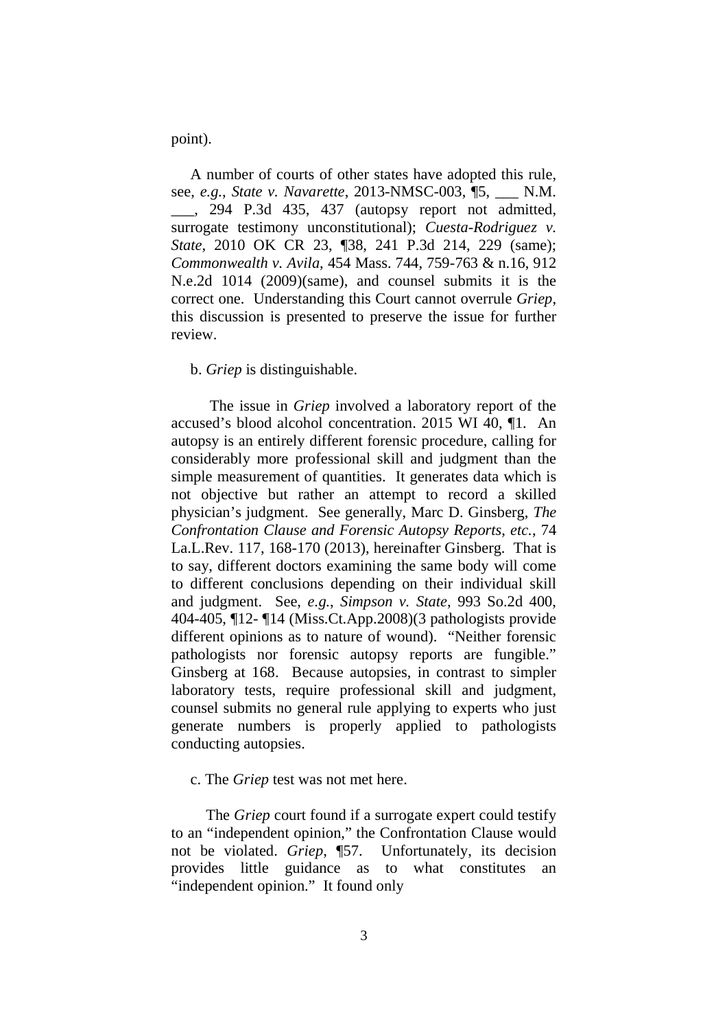point).

A number of courts of other states have adopted this rule, see, *e.g.*, *State v. Navarette*, 2013-NMSC-003, ¶5, ___ N.M. ___, 294 P.3d 435, 437 (autopsy report not admitted, surrogate testimony unconstitutional); *Cuesta-Rodriguez v. State*, 2010 OK CR 23, ¶38, 241 P.3d 214, 229 (same); *Commonwealth v. Avila*, 454 Mass. 744, 759-763 & n.16, 912 N.e.2d 1014 (2009)(same), and counsel submits it is the correct one. Understanding this Court cannot overrule *Griep*, this discussion is presented to preserve the issue for further review.

b. *Griep* is distinguishable.

The issue in *Griep* involved a laboratory report of the accused's blood alcohol concentration. 2015 WI 40, ¶1. An autopsy is an entirely different forensic procedure, calling for considerably more professional skill and judgment than the simple measurement of quantities. It generates data which is not objective but rather an attempt to record a skilled physician's judgment. See generally, Marc D. Ginsberg, *The Confrontation Clause and Forensic Autopsy Reports, etc.*, 74 La.L.Rev. 117, 168-170 (2013), hereinafter Ginsberg. That is to say, different doctors examining the same body will come to different conclusions depending on their individual skill and judgment. See, *e.g.*, *Simpson v. State*, 993 So.2d 400, 404-405, ¶12- ¶14 (Miss.Ct.App.2008)(3 pathologists provide different opinions as to nature of wound). "Neither forensic pathologists nor forensic autopsy reports are fungible." Ginsberg at 168. Because autopsies, in contrast to simpler laboratory tests, require professional skill and judgment, counsel submits no general rule applying to experts who just generate numbers is properly applied to pathologists conducting autopsies.

c. The *Griep* test was not met here.

The *Griep* court found if a surrogate expert could testify to an "independent opinion," the Confrontation Clause would not be violated. *Griep*, ¶57. Unfortunately, its decision provides little guidance as to what constitutes an "independent opinion." It found only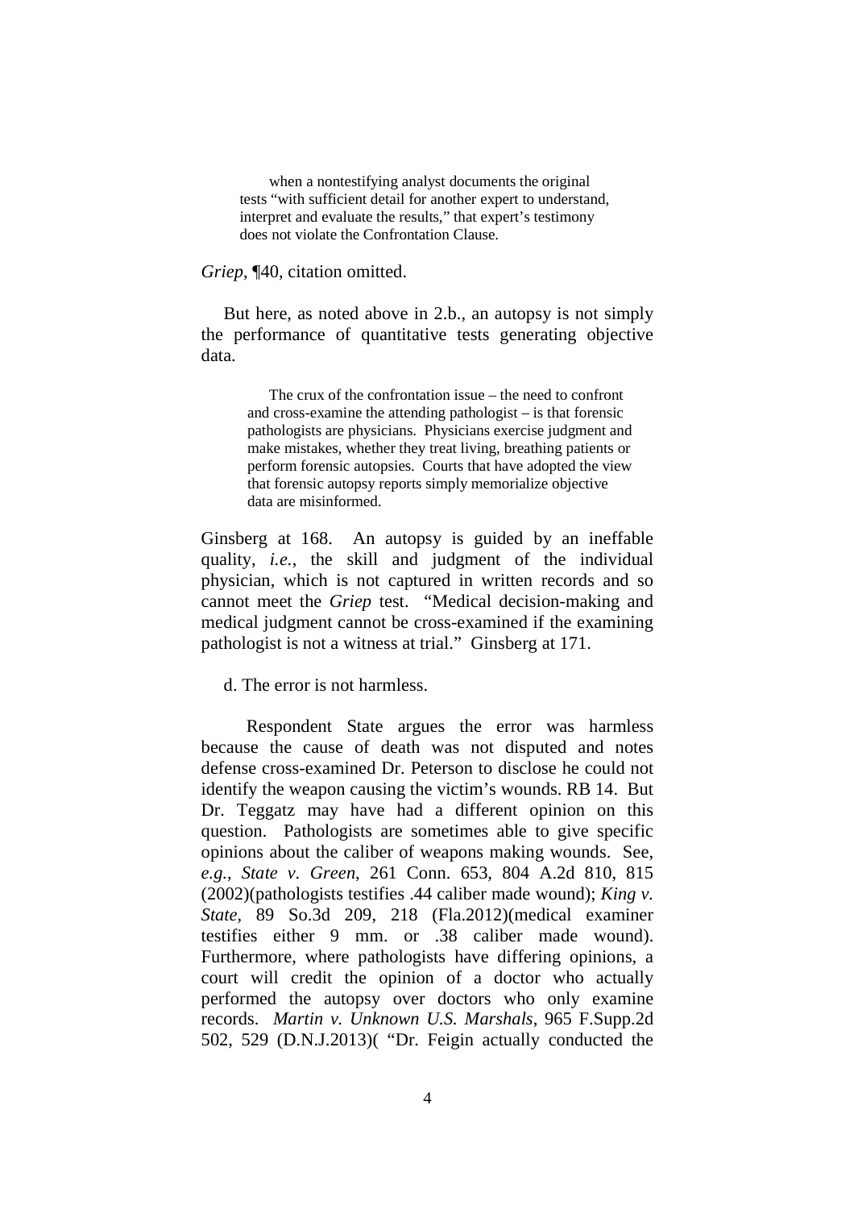> when a nontestifying analyst documents the original tests "with sufficient detail for another expert to understand, interpret and evaluate the results," that expert's testimony does not violate the Confrontation Clause.

*Griep*, ¶40, citation omitted.

But here, as noted above in 2.b., an autopsy is not simply the performance of quantitative tests generating objective data.

> The crux of the confrontation issue – the need to confront and cross-examine the attending pathologist – is that forensic pathologists are physicians. Physicians exercise judgment and make mistakes, whether they treat living, breathing patients or perform forensic autopsies. Courts that have adopted the view that forensic autopsy reports simply memorialize objective data are misinformed.

Ginsberg at 168. An autopsy is guided by an ineffable quality, *i.e.*, the skill and judgment of the individual physician, which is not captured in written records and so cannot meet the *Griep* test. "Medical decision-making and medical judgment cannot be cross-examined if the examining pathologist is not a witness at trial." Ginsberg at 171.

d. The error is not harmless.

Respondent State argues the error was harmless because the cause of death was not disputed and notes defense cross-examined Dr. Peterson to disclose he could not identify the weapon causing the victim's wounds. RB 14. But Dr. Teggatz may have had a different opinion on this question. Pathologists are sometimes able to give specific opinions about the caliber of weapons making wounds. See, *e.g.*, *State v. Green*, 261 Conn. 653, 804 A.2d 810, 815 (2002)(pathologists testifies .44 caliber made wound); *King v. State*, 89 So.3d 209, 218 (Fla.2012)(medical examiner testifies either 9 mm. or .38 caliber made wound). Furthermore, where pathologists have differing opinions, a court will credit the opinion of a doctor who actually performed the autopsy over doctors who only examine records. *Martin v. Unknown U.S. Marshals*, 965 F.Supp.2d 502, 529 (D.N.J.2013)( "Dr. Feigin actually conducted the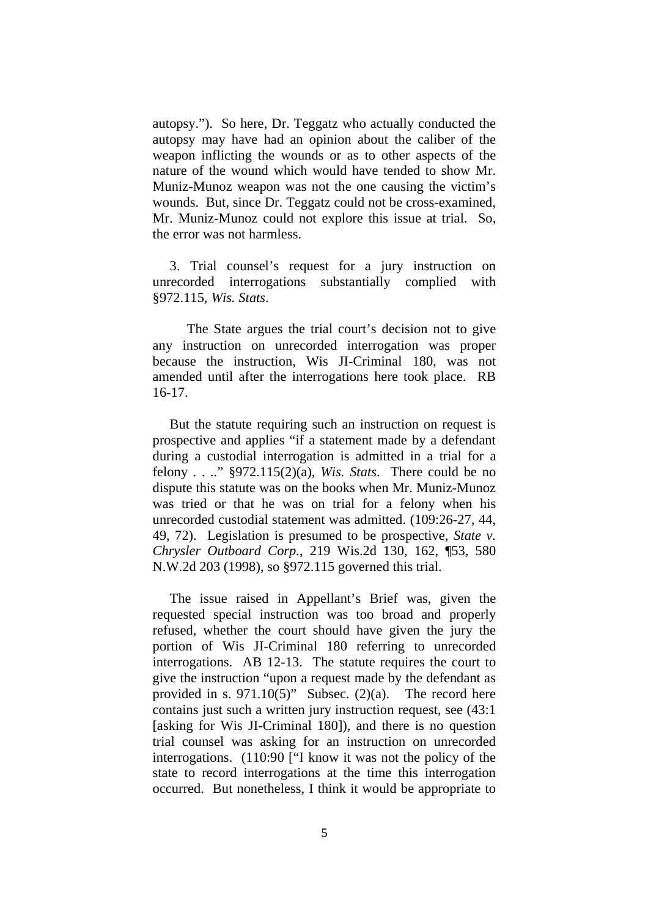autopsy."). So here, Dr. Teggatz who actually conducted the autopsy may have had an opinion about the caliber of the weapon inflicting the wounds or as to other aspects of the nature of the wound which would have tended to show Mr. Muniz-Munoz weapon was not the one causing the victim's wounds. But, since Dr. Teggatz could not be cross-examined, Mr. Muniz-Munoz could not explore this issue at trial. So, the error was not harmless.

3. Trial counsel's request for a jury instruction on unrecorded interrogations substantially complied with §972.115, *Wis. Stats*.

The State argues the trial court's decision not to give any instruction on unrecorded interrogation was proper because the instruction, Wis JI-Criminal 180, was not amended until after the interrogations here took place. RB 16-17.

But the statute requiring such an instruction on request is prospective and applies "if a statement made by a defendant during a custodial interrogation is admitted in a trial for a felony . . .." §972.115(2)(a), *Wis. Stats*. There could be no dispute this statute was on the books when Mr. Muniz-Munoz was tried or that he was on trial for a felony when his unrecorded custodial statement was admitted. (109:26-27, 44, 49, 72). Legislation is presumed to be prospective, *State v. Chrysler Outboard Corp*., 219 Wis.2d 130, 162, ¶53, 580 N.W.2d 203 (1998), so §972.115 governed this trial.

The issue raised in Appellant's Brief was, given the requested special instruction was too broad and properly refused, whether the court should have given the jury the portion of Wis JI-Criminal 180 referring to unrecorded interrogations. AB 12-13. The statute requires the court to give the instruction "upon a request made by the defendant as provided in s. 971.10(5)" Subsec. (2)(a). The record here contains just such a written jury instruction request, see (43:1 [asking for Wis JI-Criminal 180]), and there is no question trial counsel was asking for an instruction on unrecorded interrogations. (110:90 ["I know it was not the policy of the state to record interrogations at the time this interrogation occurred. But nonetheless, I think it would be appropriate to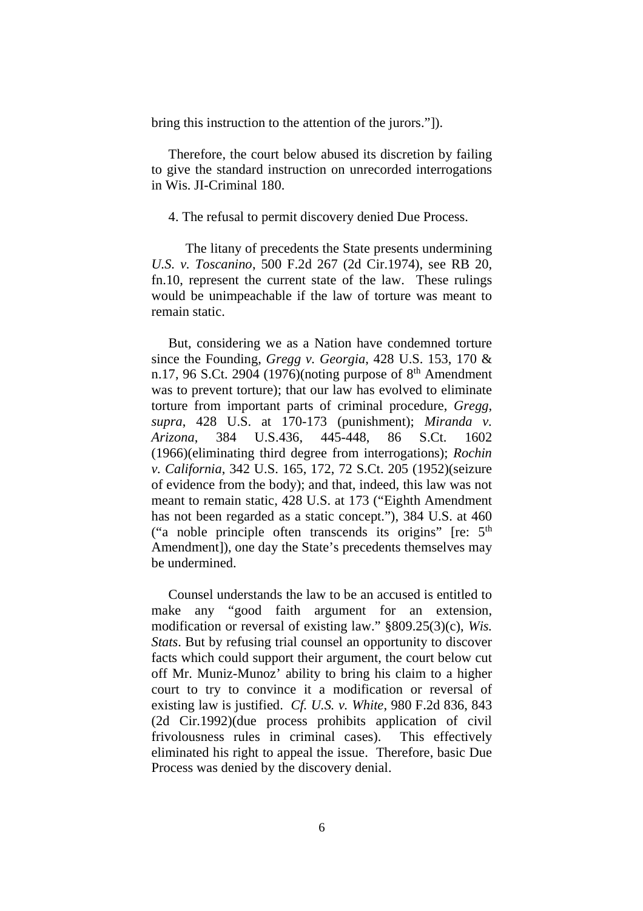bring this instruction to the attention of the jurors."]).

Therefore, the court below abused its discretion by failing to give the standard instruction on unrecorded interrogations in Wis. JI-Criminal 180.

4. The refusal to permit discovery denied Due Process.

The litany of precedents the State presents undermining *U.S. v. Toscanino*, 500 F.2d 267 (2d Cir.1974), see RB 20, fn.10, represent the current state of the law. These rulings would be unimpeachable if the law of torture was meant to remain static.

But, considering we as a Nation have condemned torture since the Founding, *Gregg v. Georgia*, 428 U.S. 153, 170 & n.17, 96 S.Ct. 2904 (1976)(noting purpose of 8th Amendment was to prevent torture); that our law has evolved to eliminate torture from important parts of criminal procedure, *Gregg*, *supra*, 428 U.S. at 170-173 (punishment); *Miranda v. Arizona*, 384 U.S.436, 445-448, 86 S.Ct. 1602 (1966)(eliminating third degree from interrogations); *Rochin v. California*, 342 U.S. 165, 172, 72 S.Ct. 205 (1952)(seizure of evidence from the body); and that, indeed, this law was not meant to remain static, 428 U.S. at 173 ("Eighth Amendment has not been regarded as a static concept."), 384 U.S. at 460 ("a noble principle often transcends its origins" [re: 5th Amendment]), one day the State's precedents themselves may be undermined.

Counsel understands the law to be an accused is entitled to make any "good faith argument for an extension, modification or reversal of existing law." §809.25(3)(c), *Wis. Stats*. But by refusing trial counsel an opportunity to discover facts which could support their argument, the court below cut off Mr. Muniz-Munoz' ability to bring his claim to a higher court to try to convince it a modification or reversal of existing law is justified. *Cf. U.S. v. White*, 980 F.2d 836, 843 (2d Cir.1992)(due process prohibits application of civil frivolousness rules in criminal cases). This effectively eliminated his right to appeal the issue. Therefore, basic Due Process was denied by the discovery denial.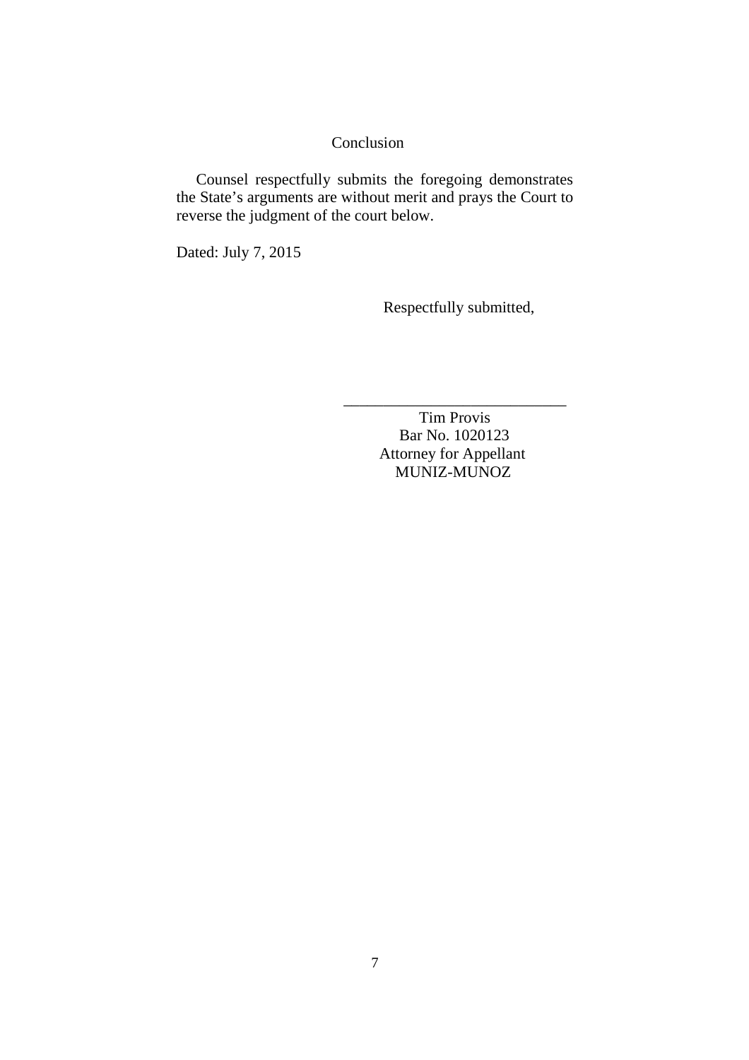## Conclusion

Counsel respectfully submits the foregoing demonstrates the State's arguments are without merit and prays the Court to reverse the judgment of the court below.

Dated: July 7, 2015

Respectfully submitted,

\_\_\_\_\_\_\_\_\_\_\_\_\_\_\_\_\_\_\_\_\_\_\_\_\_\_\_\_\_\_

Tim Provis
Bar No. 1020123
Attorney for Appellant
MUNIZ-MUNOZ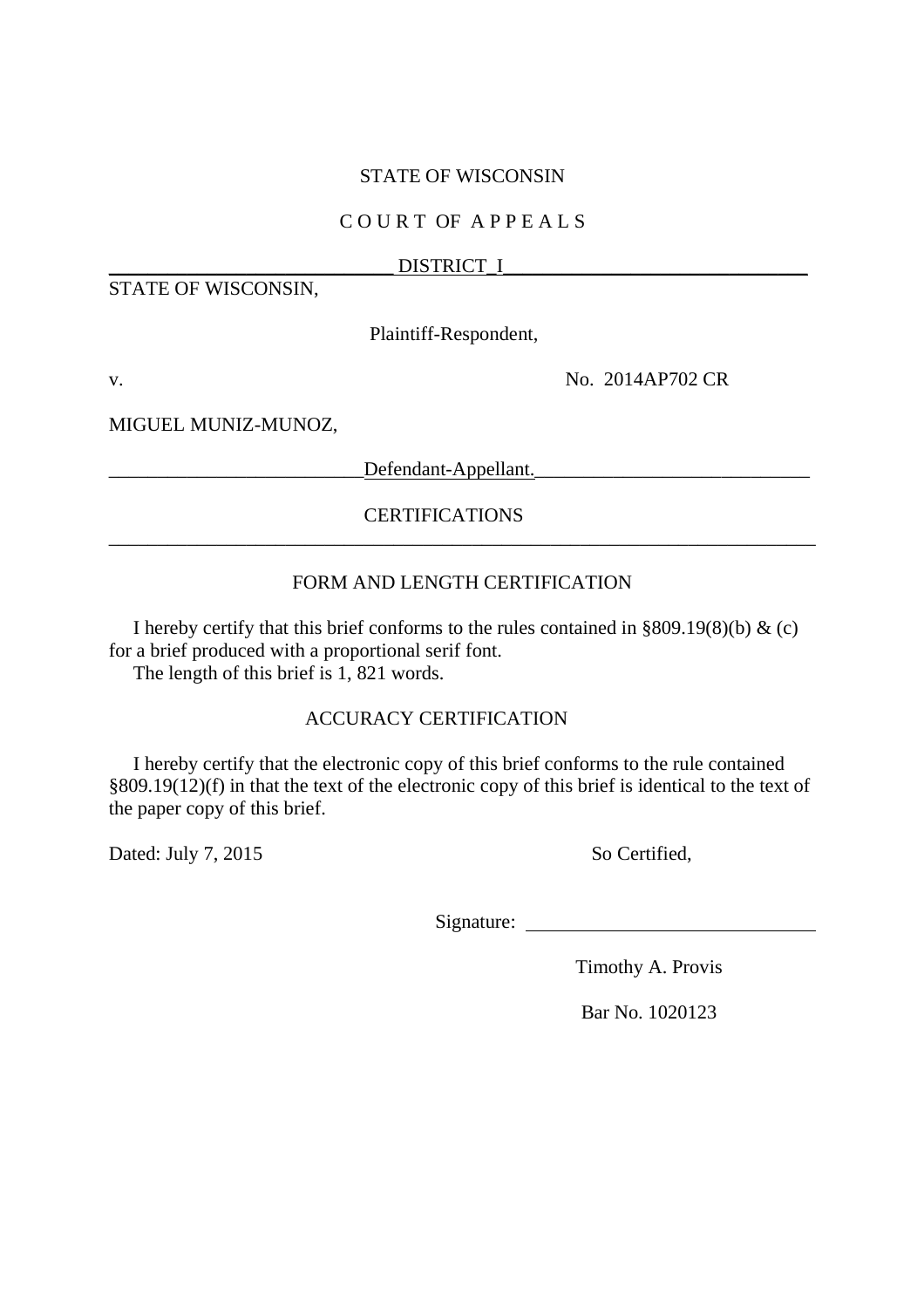STATE OF WISCONSIN

C O U R T OF A P P E A L S

DISTRICT I

STATE OF WISCONSIN,

Plaintiff-Respondent,

v. No. 2014AP702 CR

MIGUEL MUNIZ-MUNOZ,

Defendant-Appellant.

## CERTIFICATIONS

### FORM AND LENGTH CERTIFICATION

I hereby certify that this brief conforms to the rules contained in §809.19(8)(b) & (c) for a brief produced with a proportional serif font.

The length of this brief is 1, 821 words.

### ACCURACY CERTIFICATION

I hereby certify that the electronic copy of this brief conforms to the rule contained §809.19(12)(f) in that the text of the electronic copy of this brief is identical to the text of the paper copy of this brief.

Dated: July 7, 2015

So Certified,

Signature: ______________________________

Timothy A. Provis

Bar No. 1020123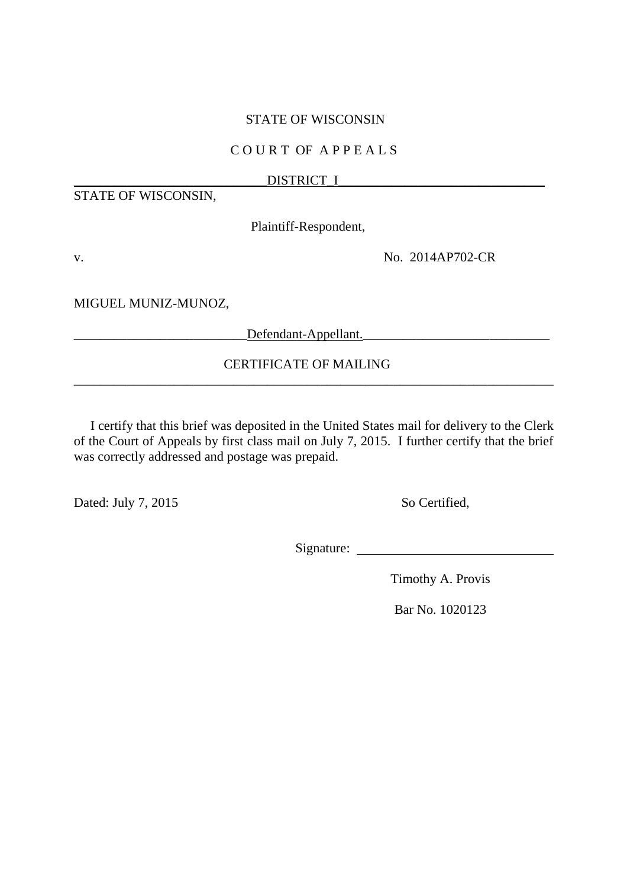STATE OF WISCONSIN

C O U R T OF A P P E A L S

DISTRICT I

STATE OF WISCONSIN,

Plaintiff-Respondent,

v. No. 2014AP702-CR

MIGUEL MUNIZ-MUNOZ,

Defendant-Appellant.

CERTIFICATE OF MAILING

I certify that this brief was deposited in the United States mail for delivery to the Clerk of the Court of Appeals by first class mail on July 7, 2015. I further certify that the brief was correctly addressed and postage was prepaid.

Dated: July 7, 2015

So Certified,

Signature: ______________________________

Timothy A. Provis

Bar No. 1020123